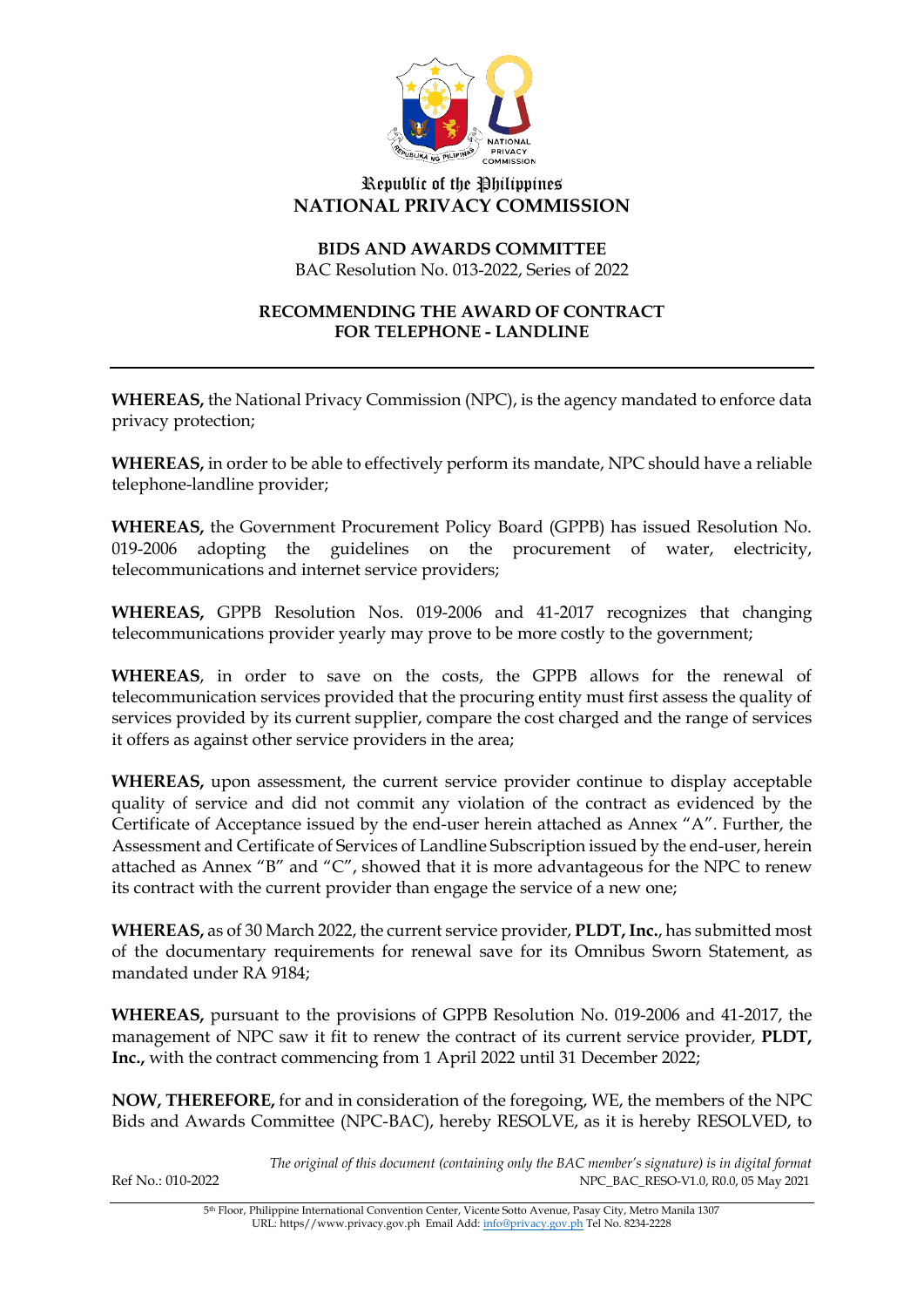Republic of the Philippines

**NATIONAL PRIVACY COMMISSION**

**BIDS AND AWARDS COMMITTEE**

BAC Resolution No. 013-2022, Series of 2022

**RECOMMENDING THE AWARD OF CONTRACT FOR TELEPHONE - LANDLINE**

---

**WHEREAS,** the National Privacy Commission (NPC), is the agency mandated to enforce data privacy protection;

**WHEREAS,** in order to be able to effectively perform its mandate, NPC should have a reliable telephone-landline provider;

**WHEREAS,** the Government Procurement Policy Board (GPPB) has issued Resolution No. 019-2006 adopting the guidelines on the procurement of water, electricity, telecommunications and internet service providers;

**WHEREAS,** GPPB Resolution Nos. 019-2006 and 41-2017 recognizes that changing telecommunications provider yearly may prove to be more costly to the government;

**WHEREAS**, in order to save on the costs, the GPPB allows for the renewal of telecommunication services provided that the procuring entity must first assess the quality of services provided by its current supplier, compare the cost charged and the range of services it offers as against other service providers in the area;

**WHEREAS,** upon assessment, the current service provider continue to display acceptable quality of service and did not commit any violation of the contract as evidenced by the Certificate of Acceptance issued by the end-user herein attached as Annex "A". Further, the Assessment and Certificate of Services of Landline Subscription issued by the end-user, herein attached as Annex "B" and "C", showed that it is more advantageous for the NPC to renew its contract with the current provider than engage the service of a new one;

**WHEREAS,** as of 30 March 2022, the current service provider, **PLDT, Inc.**, has submitted most of the documentary requirements for renewal save for its Omnibus Sworn Statement, as mandated under RA 9184;

**WHEREAS,** pursuant to the provisions of GPPB Resolution No. 019-2006 and 41-2017, the management of NPC saw it fit to renew the contract of its current service provider, **PLDT, Inc.,** with the contract commencing from 1 April 2022 until 31 December 2022;

**NOW, THEREFORE,** for and in consideration of the foregoing, WE, the members of the NPC Bids and Awards Committee (NPC-BAC), hereby RESOLVE, as it is hereby RESOLVED, to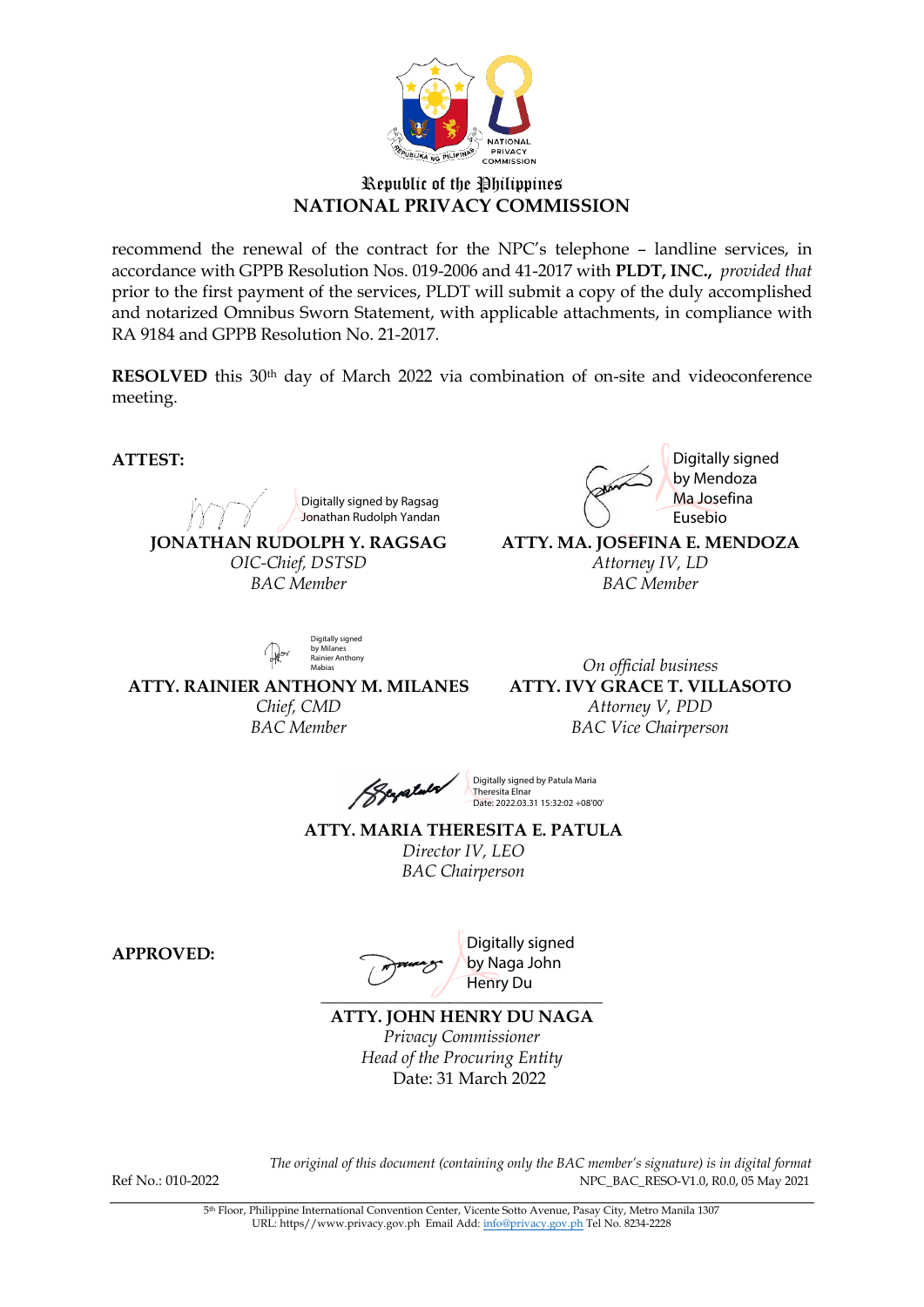Republic of the Philippines
**NATIONAL PRIVACY COMMISSION**

recommend the renewal of the contract for the NPC's telephone – landline services, in accordance with GPPB Resolution Nos. 019-2006 and 41-2017 with **PLDT, INC.,** *provided that* prior to the first payment of the services, PLDT will submit a copy of the duly accomplished and notarized Omnibus Sworn Statement, with applicable attachments, in compliance with RA 9184 and GPPB Resolution No. 21-2017.

**RESOLVED** this 30th day of March 2022 via combination of on-site and videoconference meeting.

**ATTEST:**

Digitally signed by Ragsag Jonathan Rudolph Yandan
**JONATHAN RUDOLPH Y. RAGSAG**
*OIC-Chief, DSTSD*
*BAC Member*

Digitally signed by Mendoza Ma Josefina Eusebio
**ATTY. MA. JOSEFINA E. MENDOZA**
*Attorney IV, LD*
*BAC Member*

Digitally signed by Milanes Rainier Anthony Mabias
**ATTY. RAINIER ANTHONY M. MILANES**
*Chief, CMD*
*BAC Member*

*On official business*
**ATTY. IVY GRACE T. VILLASOTO**
*Attorney V, PDD*
*BAC Vice Chairperson*

Digitally signed by Patula Maria Theresita Elnar
Date: 2022.03.31 15:32:02 +08'00'
**ATTY. MARIA THERESITA E. PATULA**
*Director IV, LEO*
*BAC Chairperson*

**APPROVED:**

Digitally signed by Naga John Henry Du
**ATTY. JOHN HENRY DU NAGA**
*Privacy Commissioner*
*Head of the Procuring Entity*
Date: 31 March 2022

*The original of this document (containing only the BAC member's signature) is in digital format*

Ref No.: 010-2022 NPC_BAC_RESO-V1.0, R0.0, 05 May 2021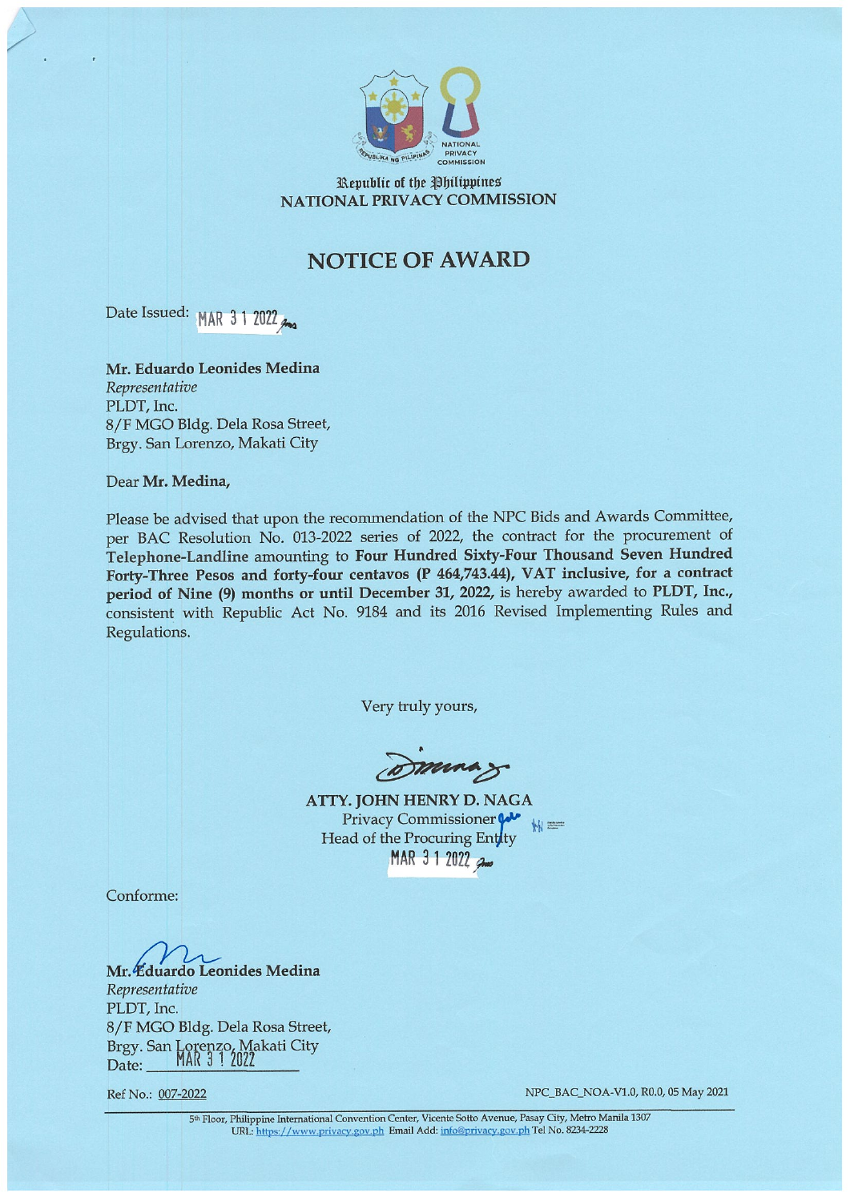Republic of the Philippines
NATIONAL PRIVACY COMMISSION

# NOTICE OF AWARD

Date Issued: MAR 3 1 2022

**Mr. Eduardo Leonides Medina**
*Representative*
PLDT, Inc.
8/F MGO Bldg. Dela Rosa Street,
Brgy. San Lorenzo, Makati City

Dear **Mr. Medina,**

Please be advised that upon the recommendation of the NPC Bids and Awards Committee, per BAC Resolution No. 013-2022 series of 2022, the contract for the procurement of **Telephone-Landline** amounting to **Four Hundred Sixty-Four Thousand Seven Hundred Forty-Three Pesos and forty-four centavos (P 464,743.44), VAT inclusive, for a contract period of Nine (9) months or until December 31, 2022,** is hereby awarded to **PLDT, Inc.,** consistent with Republic Act No. 9184 and its 2016 Revised Implementing Rules and Regulations.

Very truly yours,

**ATTY. JOHN HENRY D. NAGA**
Privacy Commissioner
Head of the Procuring Entity
MAR 3 1 2022

Conforme:

**Mr. Eduardo Leonides Medina**
*Representative*
PLDT, Inc.
8/F MGO Bldg. Dela Rosa Street,
Brgy. San Lorenzo, Makati City
Date: MAR 3 1 2022

Ref No.: 007-2022

NPC_BAC_NOA-V1.0, R0.0, 05 May 2021

5th Floor, Philippine International Convention Center, Vicente Sotto Avenue, Pasay City, Metro Manila 1307
URL: https://www.privacy.gov.ph Email Add: info@privacy.gov.ph Tel No. 8234-2228